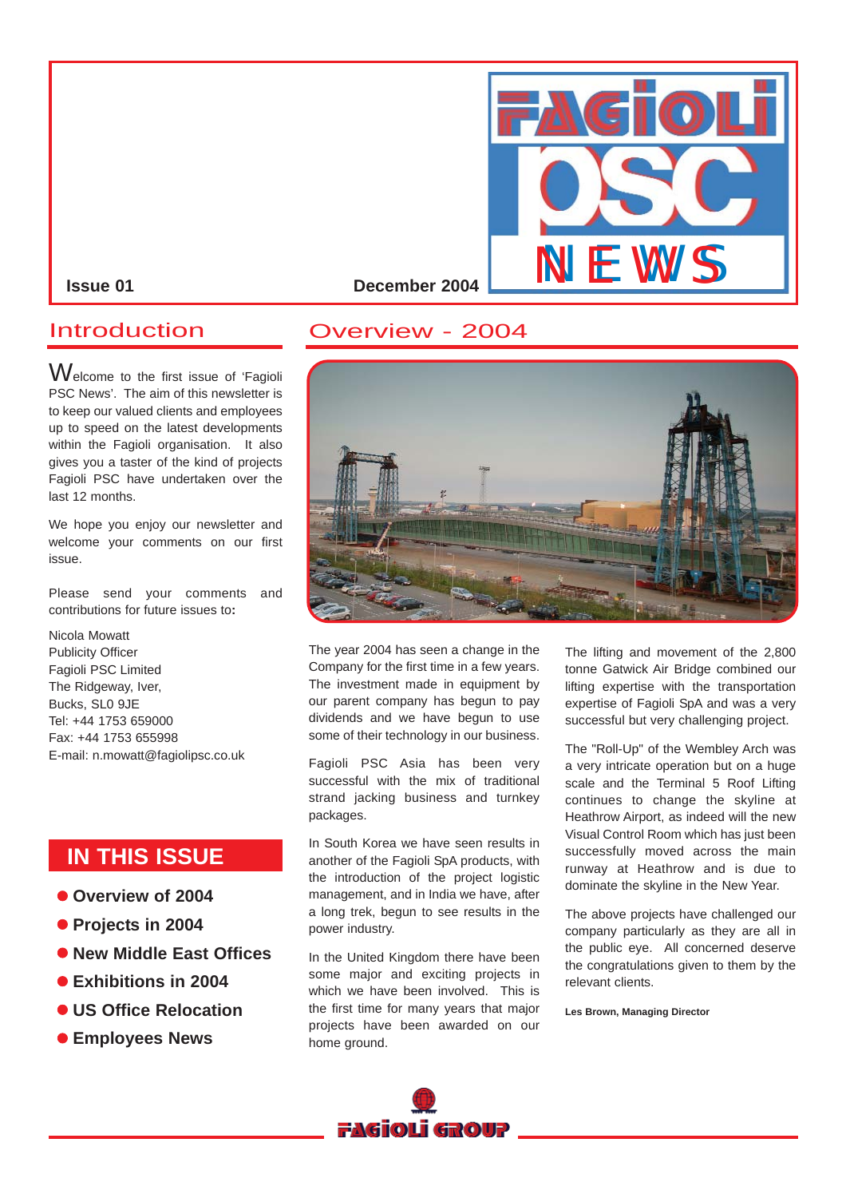# FAGIOLI PSC NEWS

**Issue 01** **December 2004**

## Introduction

Welcome to the first issue of 'Fagioli PSC News'. The aim of this newsletter is to keep our valued clients and employees up to speed on the latest developments within the Fagioli organisation. It also gives you a taster of the kind of projects Fagioli PSC have undertaken over the last 12 months.

We hope you enjoy our newsletter and welcome your comments on our first issue.

Please send your comments and contributions for future issues to**:**

Nicola Mowatt
Publicity Officer
Fagioli PSC Limited
The Ridgeway, Iver,
Bucks, SL0 9JE
Tel: +44 1753 659000
Fax: +44 1753 655998
E-mail: n.mowatt@fagiolipsc.co.uk

## IN THIS ISSUE

- **Overview of 2004**
- **Projects in 2004**
- **New Middle East Offices**
- **Exhibitions in 2004**
- **US Office Relocation**
- **Employees News**

## Overview - 2004

The year 2004 has seen a change in the Company for the first time in a few years. The investment made in equipment by our parent company has begun to pay dividends and we have begun to use some of their technology in our business.

Fagioli PSC Asia has been very successful with the mix of traditional strand jacking business and turnkey packages.

In South Korea we have seen results in another of the Fagioli SpA products, with the introduction of the project logistic management, and in India we have, after a long trek, begun to see results in the power industry.

In the United Kingdom there have been some major and exciting projects in which we have been involved. This is the first time for many years that major projects have been awarded on our home ground.

The lifting and movement of the 2,800 tonne Gatwick Air Bridge combined our lifting expertise with the transportation expertise of Fagioli SpA and was a very successful but very challenging project.

The "Roll-Up" of the Wembley Arch was a very intricate operation but on a huge scale and the Terminal 5 Roof Lifting continues to change the skyline at Heathrow Airport, as indeed will the new Visual Control Room which has just been successfully moved across the main runway at Heathrow and is due to dominate the skyline in the New Year.

The above projects have challenged our company particularly as they are all in the public eye. All concerned deserve the congratulations given to them by the relevant clients.

**Les Brown, Managing Director**

FAGIOLI GROUP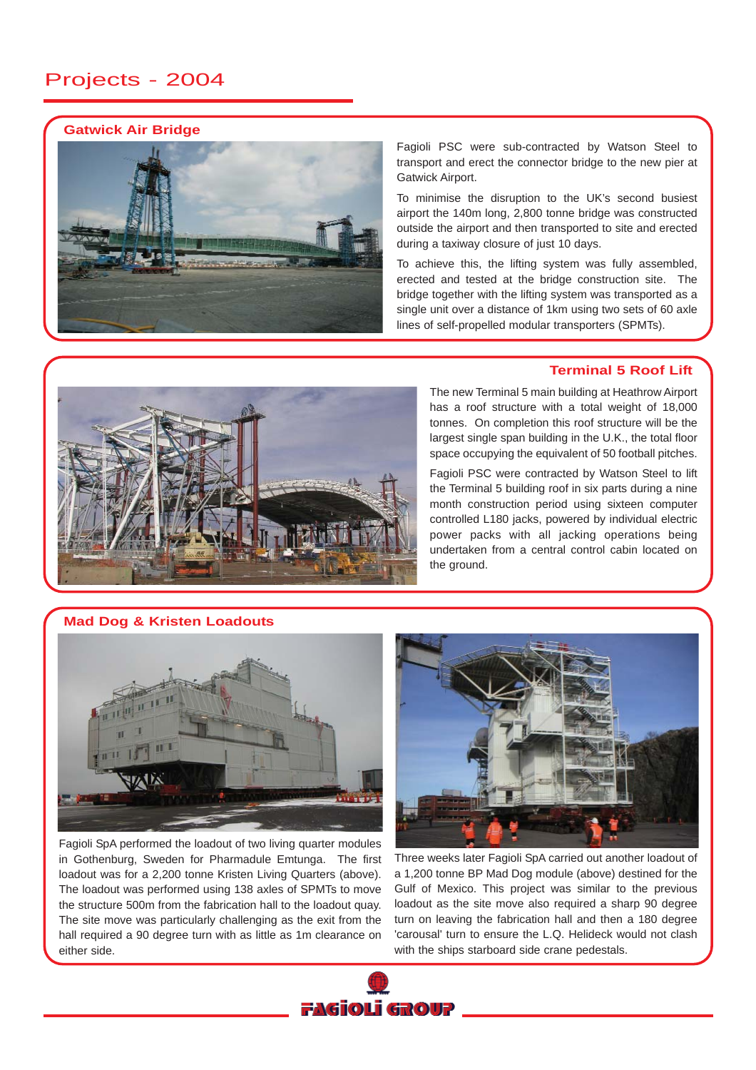# Projects - 2004

## Gatwick Air Bridge

Fagioli PSC were sub-contracted by Watson Steel to transport and erect the connector bridge to the new pier at Gatwick Airport.

To minimise the disruption to the UK's second busiest airport the 140m long, 2,800 tonne bridge was constructed outside the airport and then transported to site and erected during a taxiway closure of just 10 days.

To achieve this, the lifting system was fully assembled, erected and tested at the bridge construction site. The bridge together with the lifting system was transported as a single unit over a distance of 1km using two sets of 60 axle lines of self-propelled modular transporters (SPMTs).

## Terminal 5 Roof Lift

The new Terminal 5 main building at Heathrow Airport has a roof structure with a total weight of 18,000 tonnes. On completion this roof structure will be the largest single span building in the U.K., the total floor space occupying the equivalent of 50 football pitches.

Fagioli PSC were contracted by Watson Steel to lift the Terminal 5 building roof in six parts during a nine month construction period using sixteen computer controlled L180 jacks, powered by individual electric power packs with all jacking operations being undertaken from a central control cabin located on the ground.

## Mad Dog & Kristen Loadouts

Fagioli SpA performed the loadout of two living quarter modules in Gothenburg, Sweden for Pharmadule Emtunga. The first loadout was for a 2,200 tonne Kristen Living Quarters (above). The loadout was performed using 138 axles of SPMTs to move the structure 500m from the fabrication hall to the loadout quay. The site move was particularly challenging as the exit from the hall required a 90 degree turn with as little as 1m clearance on either side.

Three weeks later Fagioli SpA carried out another loadout of a 1,200 tonne BP Mad Dog module (above) destined for the Gulf of Mexico. This project was similar to the previous loadout as the site move also required a sharp 90 degree turn on leaving the fabrication hall and then a 180 degree 'carousal' turn to ensure the L.Q. Helideck would not clash with the ships starboard side crane pedestals.

FAGIOLI GROUP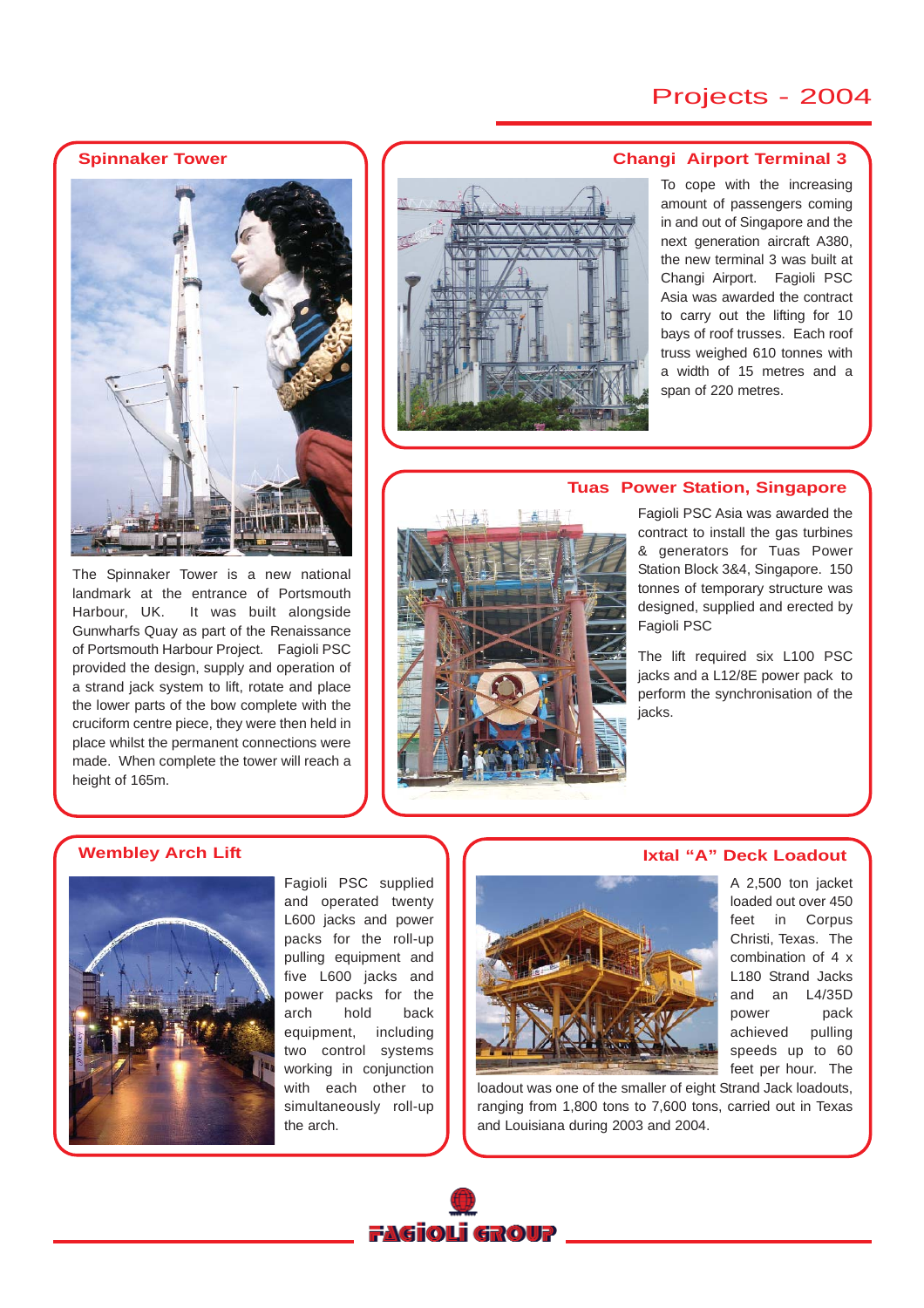# Projects - 2004

## Spinnaker Tower

The Spinnaker Tower is a new national landmark at the entrance of Portsmouth Harbour, UK. It was built alongside Gunwharfs Quay as part of the Renaissance of Portsmouth Harbour Project. Fagioli PSC provided the design, supply and operation of a strand jack system to lift, rotate and place the lower parts of the bow complete with the cruciform centre piece, they were then held in place whilst the permanent connections were made. When complete the tower will reach a height of 165m.

## Changi Airport Terminal 3

To cope with the increasing amount of passengers coming in and out of Singapore and the next generation aircraft A380, the new terminal 3 was built at Changi Airport. Fagioli PSC Asia was awarded the contract to carry out the lifting for 10 bays of roof trusses. Each roof truss weighed 610 tonnes with a width of 15 metres and a span of 220 metres.

## Tuas Power Station, Singapore

Fagioli PSC Asia was awarded the contract to install the gas turbines & generators for Tuas Power Station Block 3&4, Singapore. 150 tonnes of temporary structure was designed, supplied and erected by Fagioli PSC

The lift required six L100 PSC jacks and a L12/8E power pack to perform the synchronisation of the jacks.

## Wembley Arch Lift

Fagioli PSC supplied and operated twenty L600 jacks and power packs for the roll-up pulling equipment and five L600 jacks and power packs for the arch hold back equipment, including two control systems working in conjunction with each other to simultaneously roll-up the arch.

## Ixtal "A" Deck Loadout

A 2,500 ton jacket loaded out over 450 feet in Corpus Christi, Texas. The combination of 4 x L180 Strand Jacks and an L4/35D power pack achieved pulling speeds up to 60 feet per hour. The loadout was one of the smaller of eight Strand Jack loadouts, ranging from 1,800 tons to 7,600 tons, carried out in Texas and Louisiana during 2003 and 2004.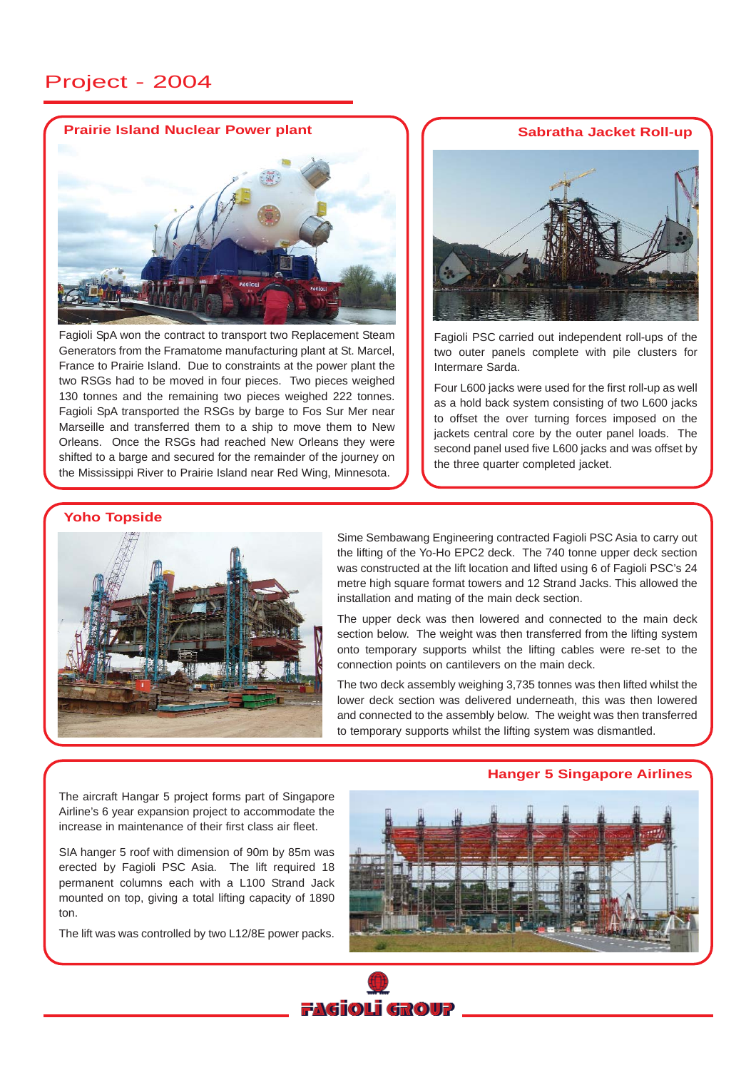# Project - 2004

## Prairie Island Nuclear Power plant

Fagioli SpA won the contract to transport two Replacement Steam Generators from the Framatome manufacturing plant at St. Marcel, France to Prairie Island. Due to constraints at the power plant the two RSGs had to be moved in four pieces. Two pieces weighed 130 tonnes and the remaining two pieces weighed 222 tonnes. Fagioli SpA transported the RSGs by barge to Fos Sur Mer near Marseille and transferred them to a ship to move them to New Orleans. Once the RSGs had reached New Orleans they were shifted to a barge and secured for the remainder of the journey on the Mississippi River to Prairie Island near Red Wing, Minnesota.

## Sabratha Jacket Roll-up

Fagioli PSC carried out independent roll-ups of the two outer panels complete with pile clusters for Intermare Sarda.

Four L600 jacks were used for the first roll-up as well as a hold back system consisting of two L600 jacks to offset the over turning forces imposed on the jackets central core by the outer panel loads. The second panel used five L600 jacks and was offset by the three quarter completed jacket.

## Yoho Topside

Sime Sembawang Engineering contracted Fagioli PSC Asia to carry out the lifting of the Yo-Ho EPC2 deck. The 740 tonne upper deck section was constructed at the lift location and lifted using 6 of Fagioli PSC's 24 metre high square format towers and 12 Strand Jacks. This allowed the installation and mating of the main deck section.

The upper deck was then lowered and connected to the main deck section below. The weight was then transferred from the lifting system onto temporary supports whilst the lifting cables were re-set to the connection points on cantilevers on the main deck.

The two deck assembly weighing 3,735 tonnes was then lifted whilst the lower deck section was delivered underneath, this was then lowered and connected to the assembly below. The weight was then transferred to temporary supports whilst the lifting system was dismantled.

## Hanger 5 Singapore Airlines

The aircraft Hangar 5 project forms part of Singapore Airline's 6 year expansion project to accommodate the increase in maintenance of their first class air fleet.

SIA hanger 5 roof with dimension of 90m by 85m was erected by Fagioli PSC Asia. The lift required 18 permanent columns each with a L100 Strand Jack mounted on top, giving a total lifting capacity of 1890 ton.

The lift was was controlled by two L12/8E power packs.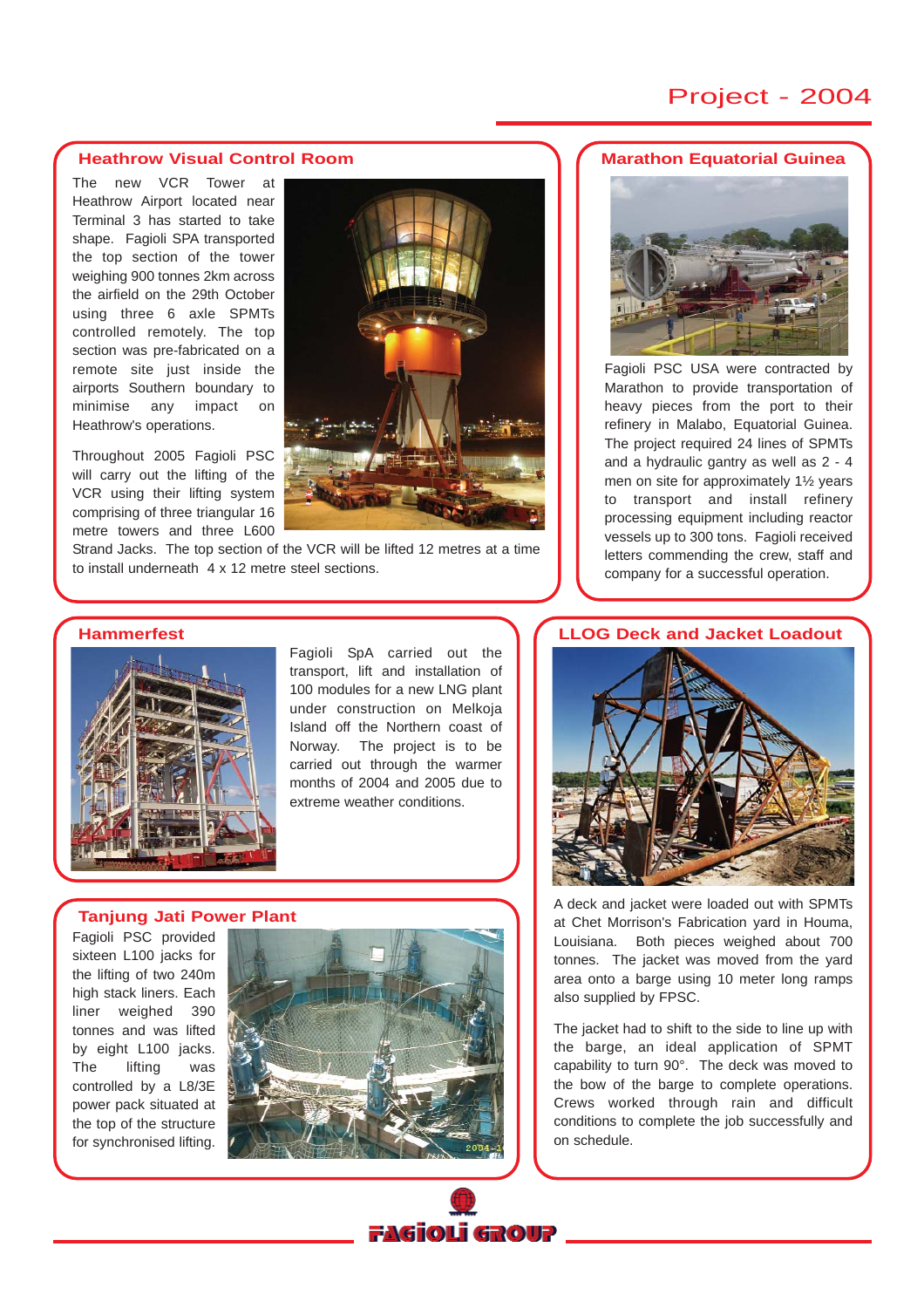# Project - 2004

## Heathrow Visual Control Room

The new VCR Tower at Heathrow Airport located near Terminal 3 has started to take shape. Fagioli SPA transported the top section of the tower weighing 900 tonnes 2km across the airfield on the 29th October using three 6 axle SPMTs controlled remotely. The top section was pre-fabricated on a remote site just inside the airports Southern boundary to minimise any impact on Heathrow's operations.

Throughout 2005 Fagioli PSC will carry out the lifting of the VCR using their lifting system comprising of three triangular 16 metre towers and three L600 Strand Jacks. The top section of the VCR will be lifted 12 metres at a time to install underneath 4 x 12 metre steel sections.

## Marathon Equatorial Guinea

Fagioli PSC USA were contracted by Marathon to provide transportation of heavy pieces from the port to their refinery in Malabo, Equatorial Guinea. The project required 24 lines of SPMTs and a hydraulic gantry as well as 2 - 4 men on site for approximately 1½ years to transport and install refinery processing equipment including reactor vessels up to 300 tons. Fagioli received letters commending the crew, staff and company for a successful operation.

## Hammerfest

Fagioli SpA carried out the transport, lift and installation of 100 modules for a new LNG plant under construction on Melkoja Island off the Northern coast of Norway. The project is to be carried out through the warmer months of 2004 and 2005 due to extreme weather conditions.

## LLOG Deck and Jacket Loadout

A deck and jacket were loaded out with SPMTs at Chet Morrison's Fabrication yard in Houma, Louisiana. Both pieces weighed about 700 tonnes. The jacket was moved from the yard area onto a barge using 10 meter long ramps also supplied by FPSC.

The jacket had to shift to the side to line up with the barge, an ideal application of SPMT capability to turn 90°. The deck was moved to the bow of the barge to complete operations. Crews worked through rain and difficult conditions to complete the job successfully and on schedule.

## Tanjung Jati Power Plant

Fagioli PSC provided sixteen L100 jacks for the lifting of two 240m high stack liners. Each liner weighed 390 tonnes and was lifted by eight L100 jacks. The lifting was controlled by a L8/3E power pack situated at the top of the structure for synchronised lifting.

FAGIOLI GROUP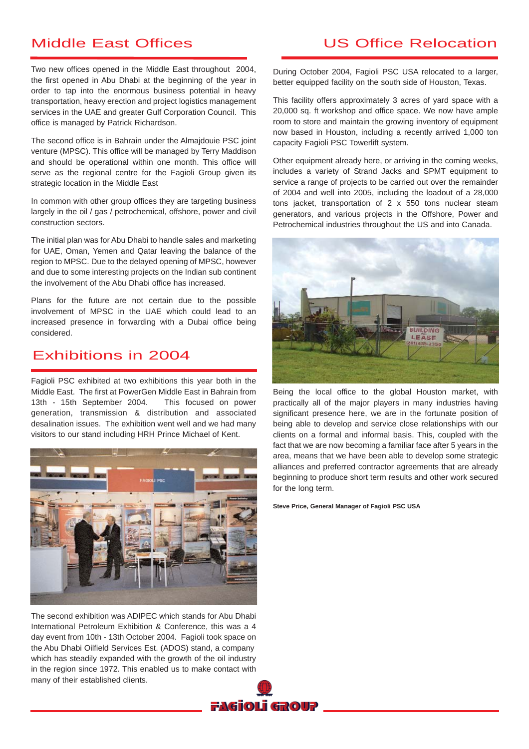## Middle East Offices

Two new offices opened in the Middle East throughout 2004, the first opened in Abu Dhabi at the beginning of the year in order to tap into the enormous business potential in heavy transportation, heavy erection and project logistics management services in the UAE and greater Gulf Corporation Council. This office is managed by Patrick Richardson.

The second office is in Bahrain under the Almajdouie PSC joint venture (MPSC). This office will be managed by Terry Maddison and should be operational within one month. This office will serve as the regional centre for the Fagioli Group given its strategic location in the Middle East

In common with other group offices they are targeting business largely in the oil / gas / petrochemical, offshore, power and civil construction sectors.

The initial plan was for Abu Dhabi to handle sales and marketing for UAE, Oman, Yemen and Qatar leaving the balance of the region to MPSC. Due to the delayed opening of MPSC, however and due to some interesting projects on the Indian sub continent the involvement of the Abu Dhabi office has increased.

Plans for the future are not certain due to the possible involvement of MPSC in the UAE which could lead to an increased presence in forwarding with a Dubai office being considered.

## Exhibitions in 2004

Fagioli PSC exhibited at two exhibitions this year both in the Middle East. The first at PowerGen Middle East in Bahrain from 13th - 15th September 2004. This focused on power generation, transmission & distribution and associated desalination issues. The exhibition went well and we had many visitors to our stand including HRH Prince Michael of Kent.

The second exhibition was ADIPEC which stands for Abu Dhabi International Petroleum Exhibition & Conference, this was a 4 day event from 10th - 13th October 2004. Fagioli took space on the Abu Dhabi Oilfield Services Est. (ADOS) stand, a company which has steadily expanded with the growth of the oil industry in the region since 1972. This enabled us to make contact with many of their established clients.

## US Office Relocation

During October 2004, Fagioli PSC USA relocated to a larger, better equipped facility on the south side of Houston, Texas.

This facility offers approximately 3 acres of yard space with a 20,000 sq. ft workshop and office space. We now have ample room to store and maintain the growing inventory of equipment now based in Houston, including a recently arrived 1,000 ton capacity Fagioli PSC Towerlift system.

Other equipment already here, or arriving in the coming weeks, includes a variety of Strand Jacks and SPMT equipment to service a range of projects to be carried out over the remainder of 2004 and well into 2005, including the loadout of a 28,000 tons jacket, transportation of 2 x 550 tons nuclear steam generators, and various projects in the Offshore, Power and Petrochemical industries throughout the US and into Canada.

Being the local office to the global Houston market, with practically all of the major players in many industries having significant presence here, we are in the fortunate position of being able to develop and service close relationships with our clients on a formal and informal basis. This, coupled with the fact that we are now becoming a familiar face after 5 years in the area, means that we have been able to develop some strategic alliances and preferred contractor agreements that are already beginning to produce short term results and other work secured for the long term.

**Steve Price, General Manager of Fagioli PSC USA**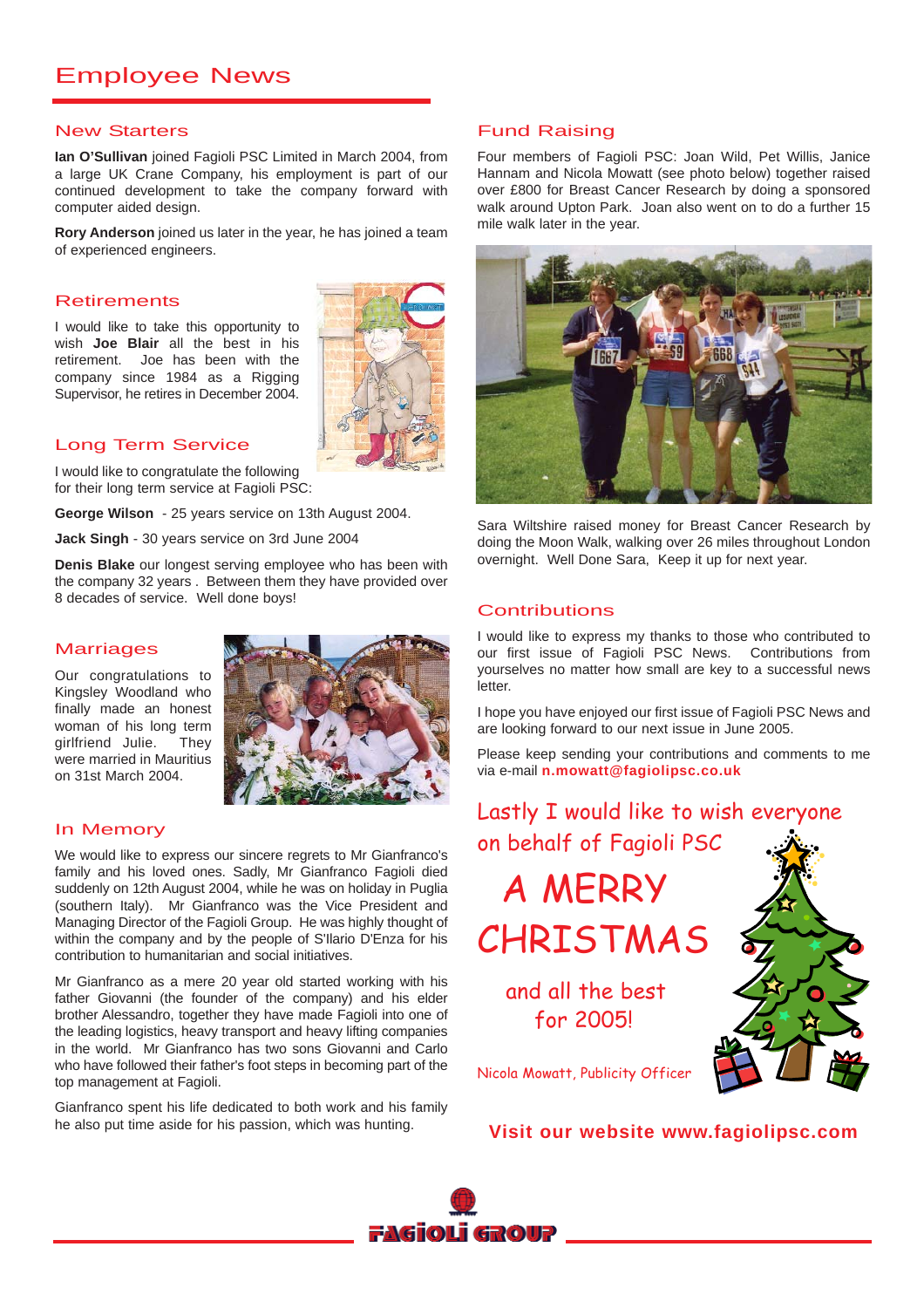# Employee News

## New Starters

**Ian O'Sullivan** joined Fagioli PSC Limited in March 2004, from a large UK Crane Company, his employment is part of our continued development to take the company forward with computer aided design.

**Rory Anderson** joined us later in the year, he has joined a team of experienced engineers.

## Retirements

I would like to take this opportunity to wish **Joe Blair** all the best in his retirement. Joe has been with the company since 1984 as a Rigging Supervisor, he retires in December 2004.

## Long Term Service

I would like to congratulate the following for their long term service at Fagioli PSC:

**George Wilson** - 25 years service on 13th August 2004.

**Jack Singh** - 30 years service on 3rd June 2004

**Denis Blake** our longest serving employee who has been with the company 32 years . Between them they have provided over 8 decades of service. Well done boys!

## Marriages

Our congratulations to Kingsley Woodland who finally made an honest woman of his long term girlfriend Julie. They were married in Mauritius on 31st March 2004.

## In Memory

We would like to express our sincere regrets to Mr Gianfranco's family and his loved ones. Sadly, Mr Gianfranco Fagioli died suddenly on 12th August 2004, while he was on holiday in Puglia (southern Italy). Mr Gianfranco was the Vice President and Managing Director of the Fagioli Group. He was highly thought of within the company and by the people of S'Ilario D'Enza for his contribution to humanitarian and social initiatives.

Mr Gianfranco as a mere 20 year old started working with his father Giovanni (the founder of the company) and his elder brother Alessandro, together they have made Fagioli into one of the leading logistics, heavy transport and heavy lifting companies in the world. Mr Gianfranco has two sons Giovanni and Carlo who have followed their father's foot steps in becoming part of the top management at Fagioli.

Gianfranco spent his life dedicated to both work and his family he also put time aside for his passion, which was hunting.

## Fund Raising

Four members of Fagioli PSC: Joan Wild, Pet Willis, Janice Hannam and Nicola Mowatt (see photo below) together raised over £800 for Breast Cancer Research by doing a sponsored walk around Upton Park. Joan also went on to do a further 15 mile walk later in the year.

Sara Wiltshire raised money for Breast Cancer Research by doing the Moon Walk, walking over 26 miles throughout London overnight. Well Done Sara, Keep it up for next year.

## Contributions

I would like to express my thanks to those who contributed to our first issue of Fagioli PSC News. Contributions from yourselves no matter how small are key to a successful news letter.

I hope you have enjoyed our first issue of Fagioli PSC News and are looking forward to our next issue in June 2005.

Please keep sending your contributions and comments to me via e-mail **n.mowatt@fagiolipsc.co.uk**

Lastly I would like to wish everyone on behalf of Fagioli PSC

A MERRY CHRISTMAS

and all the best for 2005!

Nicola Mowatt, Publicity Officer

**Visit our website www.fagiolipsc.com**

FAGIOLI GROUP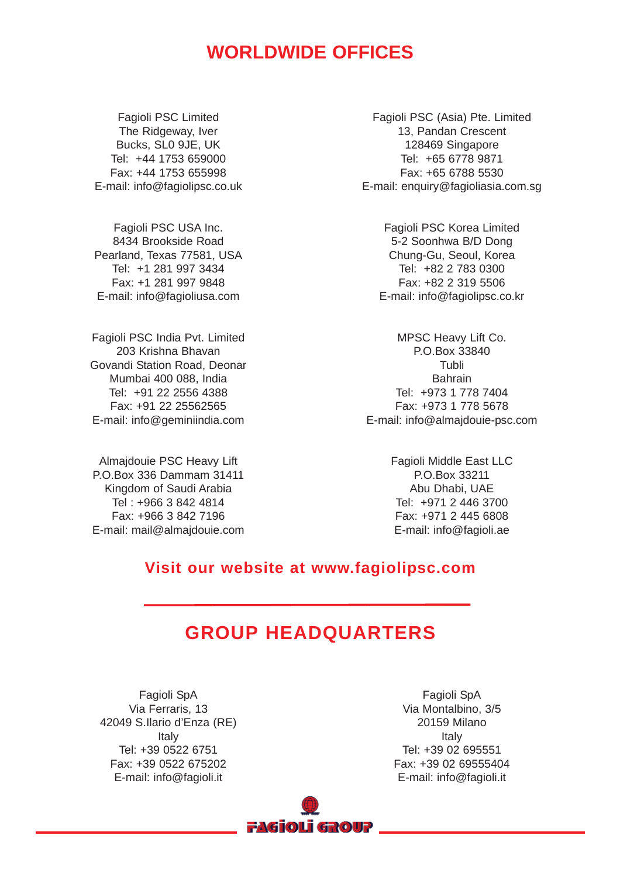# WORLDWIDE OFFICES

Fagioli PSC Limited
The Ridgeway, Iver
Bucks, SL0 9JE, UK
Tel: +44 1753 659000
Fax: +44 1753 655998
E-mail: info@fagiolipsc.co.uk

Fagioli PSC (Asia) Pte. Limited
13, Pandan Crescent
128469 Singapore
Tel: +65 6778 9871
Fax: +65 6788 5530
E-mail: enquiry@fagioliasia.com.sg

Fagioli PSC USA Inc.
8434 Brookside Road
Pearland, Texas 77581, USA
Tel: +1 281 997 3434
Fax: +1 281 997 9848
E-mail: info@fagioliusa.com

Fagioli PSC Korea Limited
5-2 Soonhwa B/D Dong
Chung-Gu, Seoul, Korea
Tel: +82 2 783 0300
Fax: +82 2 319 5506
E-mail: info@fagiolipsc.co.kr

Fagioli PSC India Pvt. Limited
203 Krishna Bhavan
Govandi Station Road, Deonar
Mumbai 400 088, India
Tel: +91 22 2556 4388
Fax: +91 22 25562565
E-mail: info@geminiindia.com

MPSC Heavy Lift Co.
P.O.Box 33840
Tubli
Bahrain
Tel: +973 1 778 7404
Fax: +973 1 778 5678
E-mail: info@almajdouie-psc.com

Almajdouie PSC Heavy Lift
P.O.Box 336 Dammam 31411
Kingdom of Saudi Arabia
Tel : +966 3 842 4814
Fax: +966 3 842 7196
E-mail: mail@almajdouie.com

Fagioli Middle East LLC
P.O.Box 33211
Abu Dhabi, UAE
Tel: +971 2 446 3700
Fax: +971 2 445 6808
E-mail: info@fagioli.ae

**Visit our website at www.fagiolipsc.com**

# GROUP HEADQUARTERS

Fagioli SpA
Via Ferraris, 13
42049 S.Ilario d'Enza (RE)
Italy
Tel: +39 0522 6751
Fax: +39 0522 675202
E-mail: info@fagioli.it

Fagioli SpA
Via Montalbino, 3/5
20159 Milano
Italy
Tel: +39 02 695551
Fax: +39 02 69555404
E-mail: info@fagioli.it

FAGIOLI GROUP